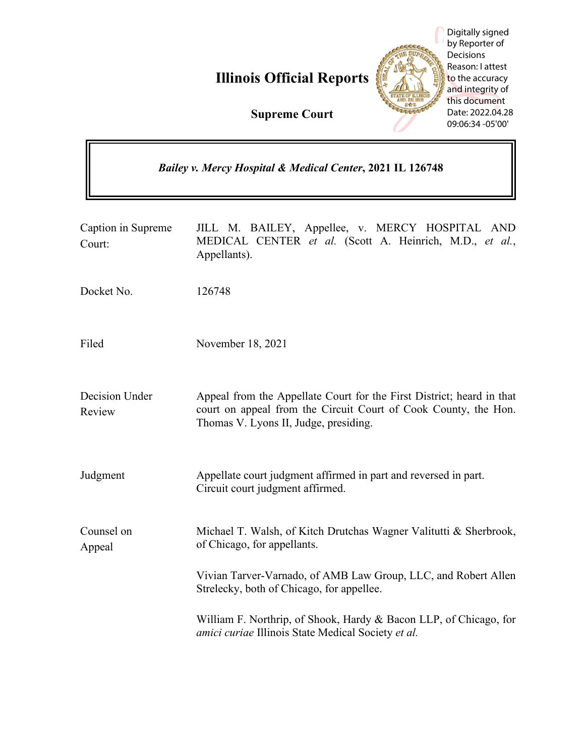# Illinois Official Reports

**Supreme Court**

Digitally signed by Reporter of Decisions
Reason: I attest to the accuracy and integrity of this document
Date: 2022.04.28 09:06:34 -05'00'

***Bailey v. Mercy Hospital & Medical Center*, 2021 IL 126748**

| | |
|---|---|
| Caption in Supreme Court: | JILL M. BAILEY, Appellee, v. MERCY HOSPITAL AND MEDICAL CENTER *et al.* (Scott A. Heinrich, M.D., *et al.*, Appellants). |
| Docket No. | 126748 |
| Filed | November 18, 2021 |
| Decision Under Review | Appeal from the Appellate Court for the First District; heard in that court on appeal from the Circuit Court of Cook County, the Hon. Thomas V. Lyons II, Judge, presiding. |
| Judgment | Appellate court judgment affirmed in part and reversed in part. Circuit court judgment affirmed. |
| Counsel on Appeal | Michael T. Walsh, of Kitch Drutchas Wagner Valitutti & Sherbrook, of Chicago, for appellants.<br><br>Vivian Tarver-Varnado, of AMB Law Group, LLC, and Robert Allen Strelecky, both of Chicago, for appellee.<br><br>William F. Northrip, of Shook, Hardy & Bacon LLP, of Chicago, for *amici curiae* Illinois State Medical Society *et al.* |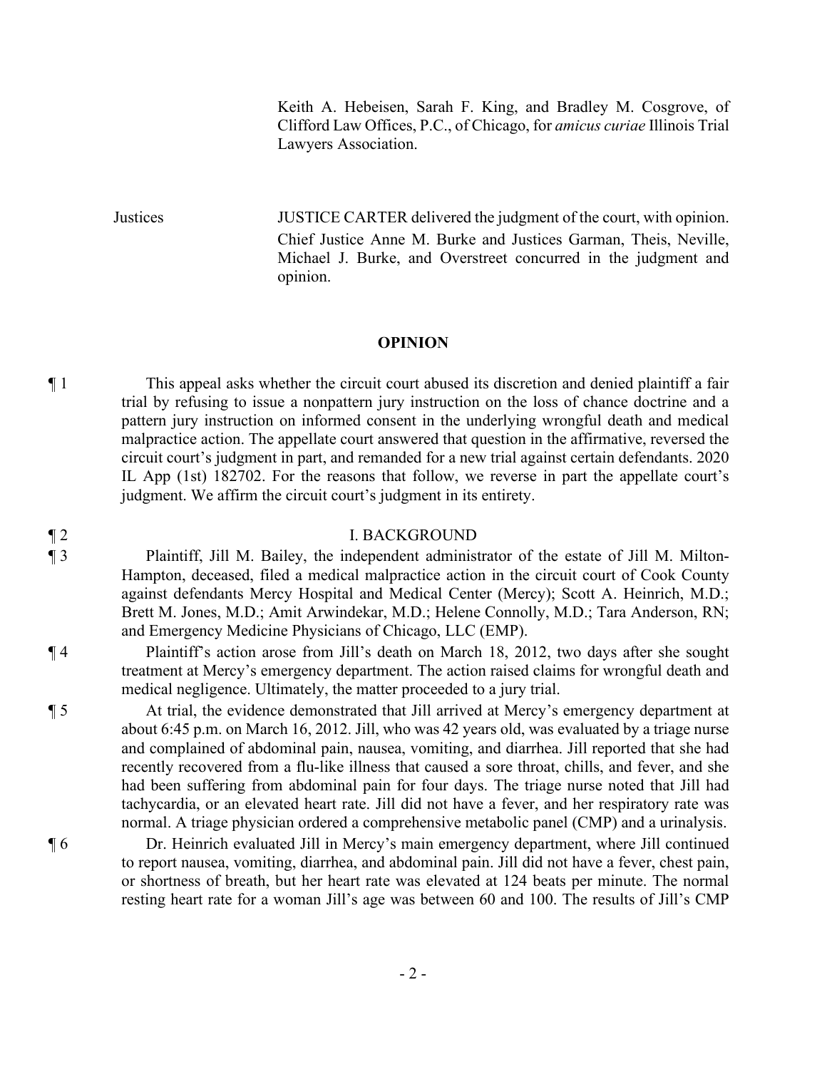Keith A. Hebeisen, Sarah F. King, and Bradley M. Cosgrove, of Clifford Law Offices, P.C., of Chicago, for *amicus curiae* Illinois Trial Lawyers Association.

Justices JUSTICE CARTER delivered the judgment of the court, with opinion. Chief Justice Anne M. Burke and Justices Garman, Theis, Neville, Michael J. Burke, and Overstreet concurred in the judgment and opinion.

## OPINION

¶ 1 This appeal asks whether the circuit court abused its discretion and denied plaintiff a fair trial by refusing to issue a nonpattern jury instruction on the loss of chance doctrine and a pattern jury instruction on informed consent in the underlying wrongful death and medical malpractice action. The appellate court answered that question in the affirmative, reversed the circuit court's judgment in part, and remanded for a new trial against certain defendants. 2020 IL App (1st) 182702. For the reasons that follow, we reverse in part the appellate court's judgment. We affirm the circuit court's judgment in its entirety.

¶ 2 I. BACKGROUND

¶ 3 Plaintiff, Jill M. Bailey, the independent administrator of the estate of Jill M. Milton-Hampton, deceased, filed a medical malpractice action in the circuit court of Cook County against defendants Mercy Hospital and Medical Center (Mercy); Scott A. Heinrich, M.D.; Brett M. Jones, M.D.; Amit Arwindekar, M.D.; Helene Connolly, M.D.; Tara Anderson, RN; and Emergency Medicine Physicians of Chicago, LLC (EMP).

¶ 4 Plaintiff's action arose from Jill's death on March 18, 2012, two days after she sought treatment at Mercy's emergency department. The action raised claims for wrongful death and medical negligence. Ultimately, the matter proceeded to a jury trial.

¶ 5 At trial, the evidence demonstrated that Jill arrived at Mercy's emergency department at about 6:45 p.m. on March 16, 2012. Jill, who was 42 years old, was evaluated by a triage nurse and complained of abdominal pain, nausea, vomiting, and diarrhea. Jill reported that she had recently recovered from a flu-like illness that caused a sore throat, chills, and fever, and she had been suffering from abdominal pain for four days. The triage nurse noted that Jill had tachycardia, or an elevated heart rate. Jill did not have a fever, and her respiratory rate was normal. A triage physician ordered a comprehensive metabolic panel (CMP) and a urinalysis.

¶ 6 Dr. Heinrich evaluated Jill in Mercy's main emergency department, where Jill continued to report nausea, vomiting, diarrhea, and abdominal pain. Jill did not have a fever, chest pain, or shortness of breath, but her heart rate was elevated at 124 beats per minute. The normal resting heart rate for a woman Jill's age was between 60 and 100. The results of Jill's CMP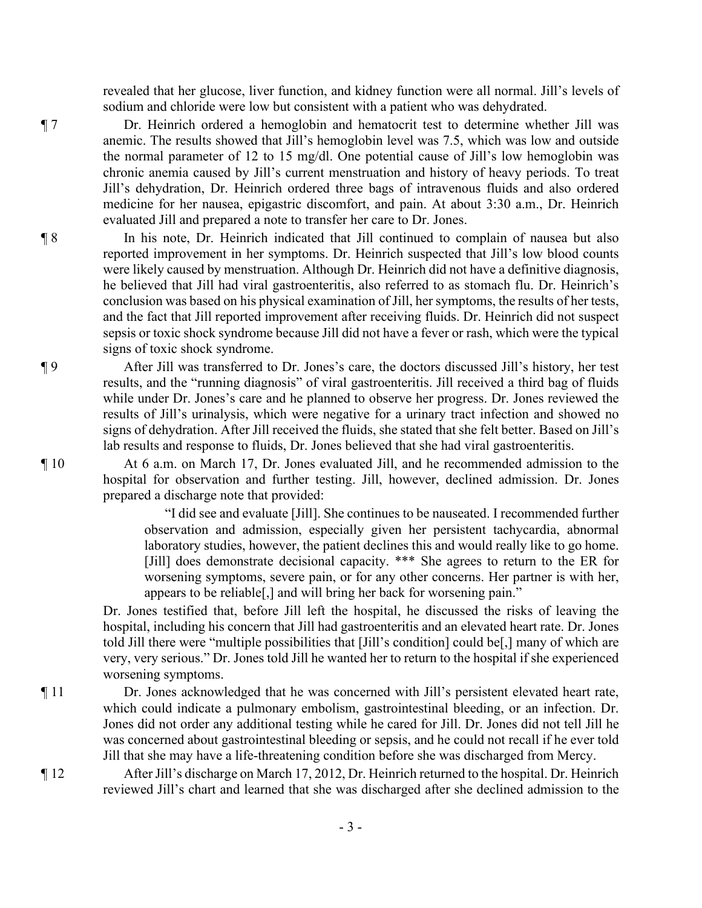revealed that her glucose, liver function, and kidney function were all normal. Jill's levels of sodium and chloride were low but consistent with a patient who was dehydrated.

¶ 7 Dr. Heinrich ordered a hemoglobin and hematocrit test to determine whether Jill was anemic. The results showed that Jill's hemoglobin level was 7.5, which was low and outside the normal parameter of 12 to 15 mg/dl. One potential cause of Jill's low hemoglobin was chronic anemia caused by Jill's current menstruation and history of heavy periods. To treat Jill's dehydration, Dr. Heinrich ordered three bags of intravenous fluids and also ordered medicine for her nausea, epigastric discomfort, and pain. At about 3:30 a.m., Dr. Heinrich evaluated Jill and prepared a note to transfer her care to Dr. Jones.

¶ 8 In his note, Dr. Heinrich indicated that Jill continued to complain of nausea but also reported improvement in her symptoms. Dr. Heinrich suspected that Jill's low blood counts were likely caused by menstruation. Although Dr. Heinrich did not have a definitive diagnosis, he believed that Jill had viral gastroenteritis, also referred to as stomach flu. Dr. Heinrich's conclusion was based on his physical examination of Jill, her symptoms, the results of her tests, and the fact that Jill reported improvement after receiving fluids. Dr. Heinrich did not suspect sepsis or toxic shock syndrome because Jill did not have a fever or rash, which were the typical signs of toxic shock syndrome.

¶ 9 After Jill was transferred to Dr. Jones's care, the doctors discussed Jill's history, her test results, and the "running diagnosis" of viral gastroenteritis. Jill received a third bag of fluids while under Dr. Jones's care and he planned to observe her progress. Dr. Jones reviewed the results of Jill's urinalysis, which were negative for a urinary tract infection and showed no signs of dehydration. After Jill received the fluids, she stated that she felt better. Based on Jill's lab results and response to fluids, Dr. Jones believed that she had viral gastroenteritis.

¶ 10 At 6 a.m. on March 17, Dr. Jones evaluated Jill, and he recommended admission to the hospital for observation and further testing. Jill, however, declined admission. Dr. Jones prepared a discharge note that provided:

> "I did see and evaluate [Jill]. She continues to be nauseated. I recommended further observation and admission, especially given her persistent tachycardia, abnormal laboratory studies, however, the patient declines this and would really like to go home. [Jill] does demonstrate decisional capacity. *** She agrees to return to the ER for worsening symptoms, severe pain, or for any other concerns. Her partner is with her, appears to be reliable[,] and will bring her back for worsening pain."

Dr. Jones testified that, before Jill left the hospital, he discussed the risks of leaving the hospital, including his concern that Jill had gastroenteritis and an elevated heart rate. Dr. Jones told Jill there were "multiple possibilities that [Jill's condition] could be[,] many of which are very, very serious." Dr. Jones told Jill he wanted her to return to the hospital if she experienced worsening symptoms.

¶ 11 Dr. Jones acknowledged that he was concerned with Jill's persistent elevated heart rate, which could indicate a pulmonary embolism, gastrointestinal bleeding, or an infection. Dr. Jones did not order any additional testing while he cared for Jill. Dr. Jones did not tell Jill he was concerned about gastrointestinal bleeding or sepsis, and he could not recall if he ever told Jill that she may have a life-threatening condition before she was discharged from Mercy.

¶ 12 After Jill's discharge on March 17, 2012, Dr. Heinrich returned to the hospital. Dr. Heinrich reviewed Jill's chart and learned that she was discharged after she declined admission to the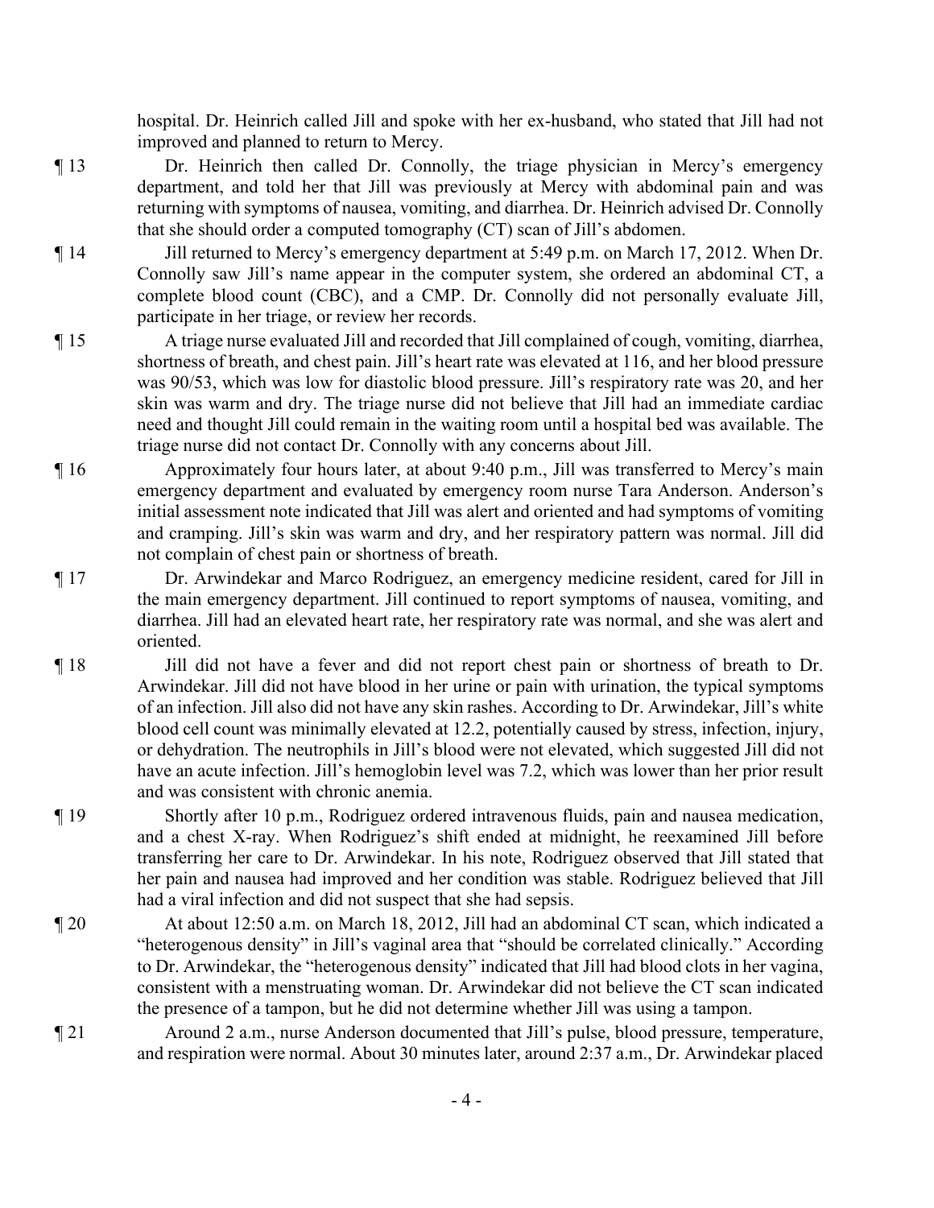hospital. Dr. Heinrich called Jill and spoke with her ex-husband, who stated that Jill had not improved and planned to return to Mercy.

¶ 13 Dr. Heinrich then called Dr. Connolly, the triage physician in Mercy's emergency department, and told her that Jill was previously at Mercy with abdominal pain and was returning with symptoms of nausea, vomiting, and diarrhea. Dr. Heinrich advised Dr. Connolly that she should order a computed tomography (CT) scan of Jill's abdomen.

¶ 14 Jill returned to Mercy's emergency department at 5:49 p.m. on March 17, 2012. When Dr. Connolly saw Jill's name appear in the computer system, she ordered an abdominal CT, a complete blood count (CBC), and a CMP. Dr. Connolly did not personally evaluate Jill, participate in her triage, or review her records.

¶ 15 A triage nurse evaluated Jill and recorded that Jill complained of cough, vomiting, diarrhea, shortness of breath, and chest pain. Jill's heart rate was elevated at 116, and her blood pressure was 90/53, which was low for diastolic blood pressure. Jill's respiratory rate was 20, and her skin was warm and dry. The triage nurse did not believe that Jill had an immediate cardiac need and thought Jill could remain in the waiting room until a hospital bed was available. The triage nurse did not contact Dr. Connolly with any concerns about Jill.

¶ 16 Approximately four hours later, at about 9:40 p.m., Jill was transferred to Mercy's main emergency department and evaluated by emergency room nurse Tara Anderson. Anderson's initial assessment note indicated that Jill was alert and oriented and had symptoms of vomiting and cramping. Jill's skin was warm and dry, and her respiratory pattern was normal. Jill did not complain of chest pain or shortness of breath.

¶ 17 Dr. Arwindekar and Marco Rodriguez, an emergency medicine resident, cared for Jill in the main emergency department. Jill continued to report symptoms of nausea, vomiting, and diarrhea. Jill had an elevated heart rate, her respiratory rate was normal, and she was alert and oriented.

¶ 18 Jill did not have a fever and did not report chest pain or shortness of breath to Dr. Arwindekar. Jill did not have blood in her urine or pain with urination, the typical symptoms of an infection. Jill also did not have any skin rashes. According to Dr. Arwindekar, Jill's white blood cell count was minimally elevated at 12.2, potentially caused by stress, infection, injury, or dehydration. The neutrophils in Jill's blood were not elevated, which suggested Jill did not have an acute infection. Jill's hemoglobin level was 7.2, which was lower than her prior result and was consistent with chronic anemia.

¶ 19 Shortly after 10 p.m., Rodriguez ordered intravenous fluids, pain and nausea medication, and a chest X-ray. When Rodriguez's shift ended at midnight, he reexamined Jill before transferring her care to Dr. Arwindekar. In his note, Rodriguez observed that Jill stated that her pain and nausea had improved and her condition was stable. Rodriguez believed that Jill had a viral infection and did not suspect that she had sepsis.

¶ 20 At about 12:50 a.m. on March 18, 2012, Jill had an abdominal CT scan, which indicated a "heterogenous density" in Jill's vaginal area that "should be correlated clinically." According to Dr. Arwindekar, the "heterogenous density" indicated that Jill had blood clots in her vagina, consistent with a menstruating woman. Dr. Arwindekar did not believe the CT scan indicated the presence of a tampon, but he did not determine whether Jill was using a tampon.

¶ 21 Around 2 a.m., nurse Anderson documented that Jill's pulse, blood pressure, temperature, and respiration were normal. About 30 minutes later, around 2:37 a.m., Dr. Arwindekar placed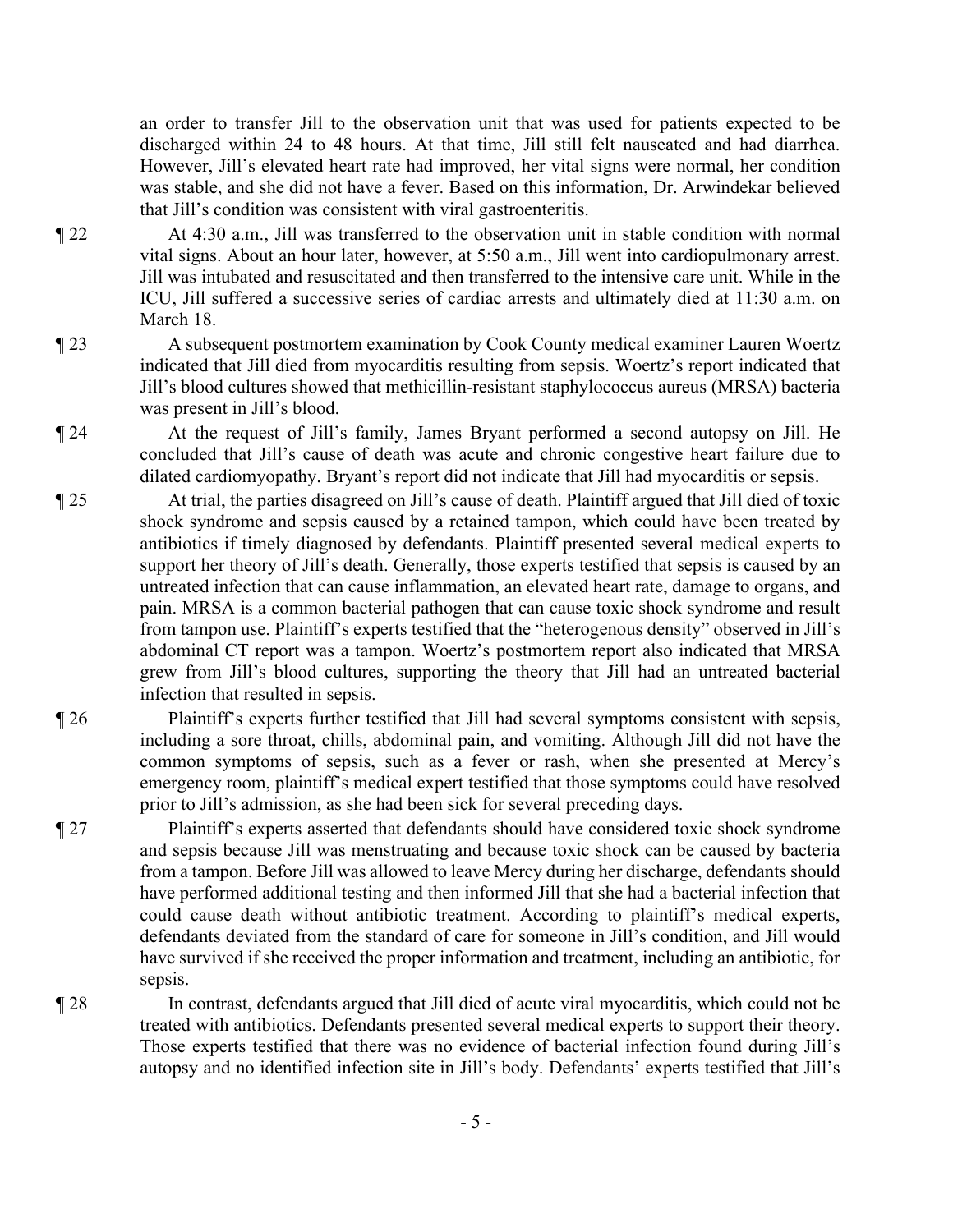an order to transfer Jill to the observation unit that was used for patients expected to be discharged within 24 to 48 hours. At that time, Jill still felt nauseated and had diarrhea. However, Jill's elevated heart rate had improved, her vital signs were normal, her condition was stable, and she did not have a fever. Based on this information, Dr. Arwindekar believed that Jill's condition was consistent with viral gastroenteritis.

¶ 22 At 4:30 a.m., Jill was transferred to the observation unit in stable condition with normal vital signs. About an hour later, however, at 5:50 a.m., Jill went into cardiopulmonary arrest. Jill was intubated and resuscitated and then transferred to the intensive care unit. While in the ICU, Jill suffered a successive series of cardiac arrests and ultimately died at 11:30 a.m. on March 18.

¶ 23 A subsequent postmortem examination by Cook County medical examiner Lauren Woertz indicated that Jill died from myocarditis resulting from sepsis. Woertz's report indicated that Jill's blood cultures showed that methicillin-resistant staphylococcus aureus (MRSA) bacteria was present in Jill's blood.

¶ 24 At the request of Jill's family, James Bryant performed a second autopsy on Jill. He concluded that Jill's cause of death was acute and chronic congestive heart failure due to dilated cardiomyopathy. Bryant's report did not indicate that Jill had myocarditis or sepsis.

¶ 25 At trial, the parties disagreed on Jill's cause of death. Plaintiff argued that Jill died of toxic shock syndrome and sepsis caused by a retained tampon, which could have been treated by antibiotics if timely diagnosed by defendants. Plaintiff presented several medical experts to support her theory of Jill's death. Generally, those experts testified that sepsis is caused by an untreated infection that can cause inflammation, an elevated heart rate, damage to organs, and pain. MRSA is a common bacterial pathogen that can cause toxic shock syndrome and result from tampon use. Plaintiff's experts testified that the "heterogenous density" observed in Jill's abdominal CT report was a tampon. Woertz's postmortem report also indicated that MRSA grew from Jill's blood cultures, supporting the theory that Jill had an untreated bacterial infection that resulted in sepsis.

¶ 26 Plaintiff's experts further testified that Jill had several symptoms consistent with sepsis, including a sore throat, chills, abdominal pain, and vomiting. Although Jill did not have the common symptoms of sepsis, such as a fever or rash, when she presented at Mercy's emergency room, plaintiff's medical expert testified that those symptoms could have resolved prior to Jill's admission, as she had been sick for several preceding days.

¶ 27 Plaintiff's experts asserted that defendants should have considered toxic shock syndrome and sepsis because Jill was menstruating and because toxic shock can be caused by bacteria from a tampon. Before Jill was allowed to leave Mercy during her discharge, defendants should have performed additional testing and then informed Jill that she had a bacterial infection that could cause death without antibiotic treatment. According to plaintiff's medical experts, defendants deviated from the standard of care for someone in Jill's condition, and Jill would have survived if she received the proper information and treatment, including an antibiotic, for sepsis.

¶ 28 In contrast, defendants argued that Jill died of acute viral myocarditis, which could not be treated with antibiotics. Defendants presented several medical experts to support their theory. Those experts testified that there was no evidence of bacterial infection found during Jill's autopsy and no identified infection site in Jill's body. Defendants' experts testified that Jill's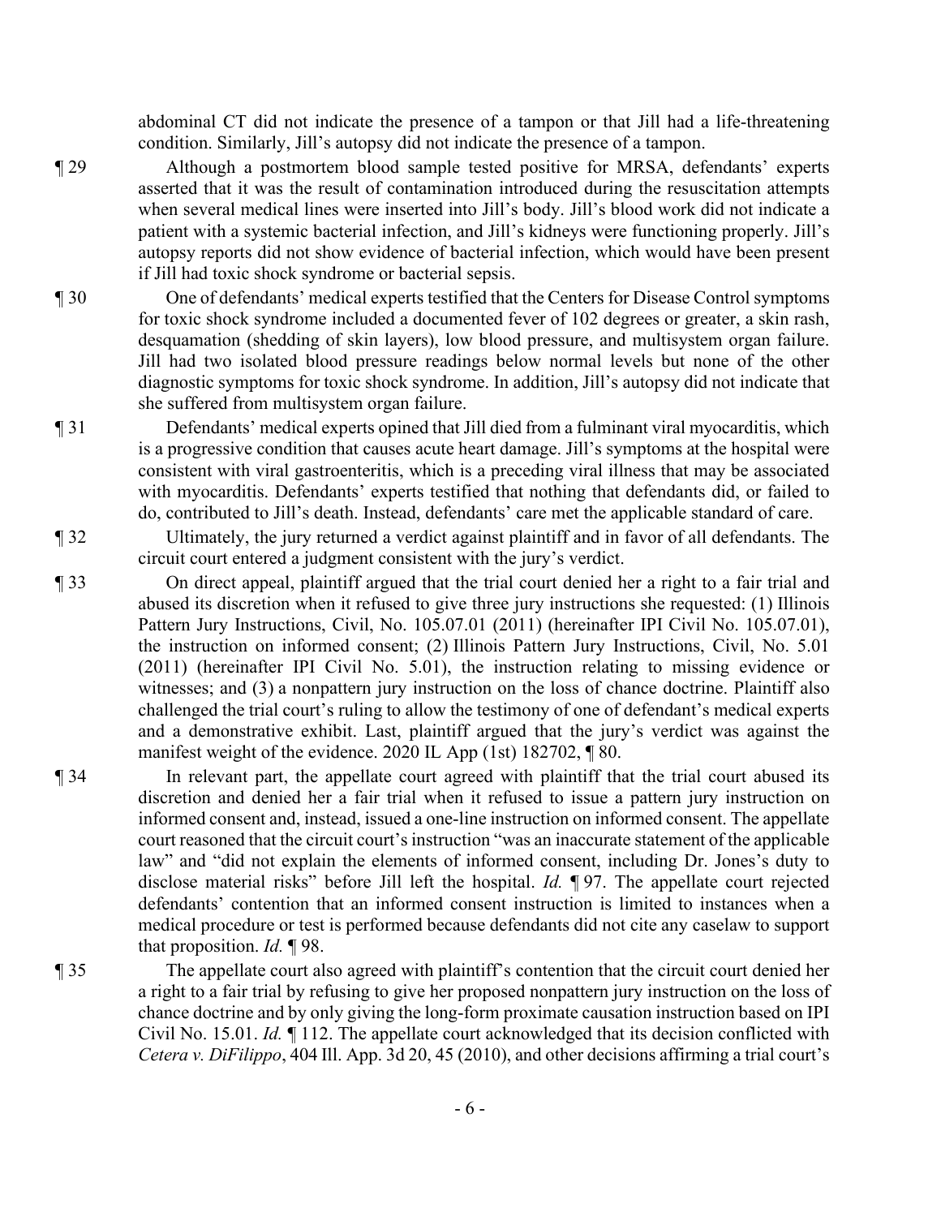abdominal CT did not indicate the presence of a tampon or that Jill had a life-threatening condition. Similarly, Jill's autopsy did not indicate the presence of a tampon.

¶ 29 Although a postmortem blood sample tested positive for MRSA, defendants' experts asserted that it was the result of contamination introduced during the resuscitation attempts when several medical lines were inserted into Jill's body. Jill's blood work did not indicate a patient with a systemic bacterial infection, and Jill's kidneys were functioning properly. Jill's autopsy reports did not show evidence of bacterial infection, which would have been present if Jill had toxic shock syndrome or bacterial sepsis.

¶ 30 One of defendants' medical experts testified that the Centers for Disease Control symptoms for toxic shock syndrome included a documented fever of 102 degrees or greater, a skin rash, desquamation (shedding of skin layers), low blood pressure, and multisystem organ failure. Jill had two isolated blood pressure readings below normal levels but none of the other diagnostic symptoms for toxic shock syndrome. In addition, Jill's autopsy did not indicate that she suffered from multisystem organ failure.

¶ 31 Defendants' medical experts opined that Jill died from a fulminant viral myocarditis, which is a progressive condition that causes acute heart damage. Jill's symptoms at the hospital were consistent with viral gastroenteritis, which is a preceding viral illness that may be associated with myocarditis. Defendants' experts testified that nothing that defendants did, or failed to do, contributed to Jill's death. Instead, defendants' care met the applicable standard of care.

¶ 32 Ultimately, the jury returned a verdict against plaintiff and in favor of all defendants. The circuit court entered a judgment consistent with the jury's verdict.

¶ 33 On direct appeal, plaintiff argued that the trial court denied her a right to a fair trial and abused its discretion when it refused to give three jury instructions she requested: (1) Illinois Pattern Jury Instructions, Civil, No. 105.07.01 (2011) (hereinafter IPI Civil No. 105.07.01), the instruction on informed consent; (2) Illinois Pattern Jury Instructions, Civil, No. 5.01 (2011) (hereinafter IPI Civil No. 5.01), the instruction relating to missing evidence or witnesses; and (3) a nonpattern jury instruction on the loss of chance doctrine. Plaintiff also challenged the trial court's ruling to allow the testimony of one of defendant's medical experts and a demonstrative exhibit. Last, plaintiff argued that the jury's verdict was against the manifest weight of the evidence. 2020 IL App (1st) 182702, ¶ 80.

¶ 34 In relevant part, the appellate court agreed with plaintiff that the trial court abused its discretion and denied her a fair trial when it refused to issue a pattern jury instruction on informed consent and, instead, issued a one-line instruction on informed consent. The appellate court reasoned that the circuit court's instruction "was an inaccurate statement of the applicable law" and "did not explain the elements of informed consent, including Dr. Jones's duty to disclose material risks" before Jill left the hospital. *Id.* ¶ 97. The appellate court rejected defendants' contention that an informed consent instruction is limited to instances when a medical procedure or test is performed because defendants did not cite any caselaw to support that proposition. *Id.* ¶ 98.

¶ 35 The appellate court also agreed with plaintiff's contention that the circuit court denied her a right to a fair trial by refusing to give her proposed nonpattern jury instruction on the loss of chance doctrine and by only giving the long-form proximate causation instruction based on IPI Civil No. 15.01. *Id.* ¶ 112. The appellate court acknowledged that its decision conflicted with *Cetera v. DiFilippo*, 404 Ill. App. 3d 20, 45 (2010), and other decisions affirming a trial court's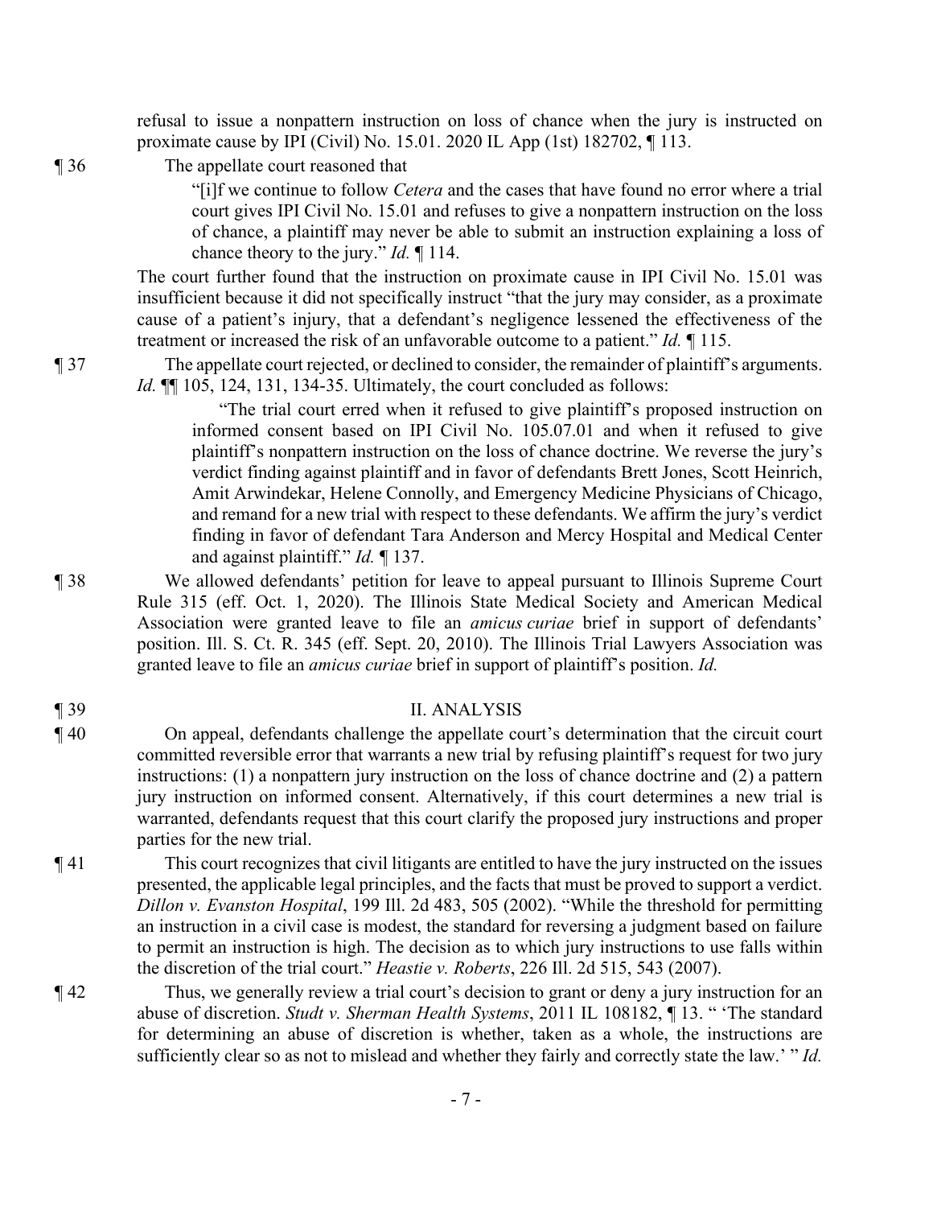refusal to issue a nonpattern instruction on loss of chance when the jury is instructed on proximate cause by IPI (Civil) No. 15.01. 2020 IL App (1st) 182702, ¶ 113.

¶ 36 The appellate court reasoned that

> "[i]f we continue to follow *Cetera* and the cases that have found no error where a trial court gives IPI Civil No. 15.01 and refuses to give a nonpattern instruction on the loss of chance, a plaintiff may never be able to submit an instruction explaining a loss of chance theory to the jury." *Id.* ¶ 114.

The court further found that the instruction on proximate cause in IPI Civil No. 15.01 was insufficient because it did not specifically instruct "that the jury may consider, as a proximate cause of a patient's injury, that a defendant's negligence lessened the effectiveness of the treatment or increased the risk of an unfavorable outcome to a patient." *Id.* ¶ 115.

¶ 37 The appellate court rejected, or declined to consider, the remainder of plaintiff's arguments. *Id.* ¶¶ 105, 124, 131, 134-35. Ultimately, the court concluded as follows:

> "The trial court erred when it refused to give plaintiff's proposed instruction on informed consent based on IPI Civil No. 105.07.01 and when it refused to give plaintiff's nonpattern instruction on the loss of chance doctrine. We reverse the jury's verdict finding against plaintiff and in favor of defendants Brett Jones, Scott Heinrich, Amit Arwindekar, Helene Connolly, and Emergency Medicine Physicians of Chicago, and remand for a new trial with respect to these defendants. We affirm the jury's verdict finding in favor of defendant Tara Anderson and Mercy Hospital and Medical Center and against plaintiff." *Id.* ¶ 137.

¶ 38 We allowed defendants' petition for leave to appeal pursuant to Illinois Supreme Court Rule 315 (eff. Oct. 1, 2020). The Illinois State Medical Society and American Medical Association were granted leave to file an *amicus curiae* brief in support of defendants' position. Ill. S. Ct. R. 345 (eff. Sept. 20, 2010). The Illinois Trial Lawyers Association was granted leave to file an *amicus curiae* brief in support of plaintiff's position. *Id.*

## ¶ 39 II. ANALYSIS

¶ 40 On appeal, defendants challenge the appellate court's determination that the circuit court committed reversible error that warrants a new trial by refusing plaintiff's request for two jury instructions: (1) a nonpattern jury instruction on the loss of chance doctrine and (2) a pattern jury instruction on informed consent. Alternatively, if this court determines a new trial is warranted, defendants request that this court clarify the proposed jury instructions and proper parties for the new trial.

¶ 41 This court recognizes that civil litigants are entitled to have the jury instructed on the issues presented, the applicable legal principles, and the facts that must be proved to support a verdict. *Dillon v. Evanston Hospital*, 199 Ill. 2d 483, 505 (2002). "While the threshold for permitting an instruction in a civil case is modest, the standard for reversing a judgment based on failure to permit an instruction is high. The decision as to which jury instructions to use falls within the discretion of the trial court." *Heastie v. Roberts*, 226 Ill. 2d 515, 543 (2007).

¶ 42 Thus, we generally review a trial court's decision to grant or deny a jury instruction for an abuse of discretion. *Studt v. Sherman Health Systems*, 2011 IL 108182, ¶ 13. " 'The standard for determining an abuse of discretion is whether, taken as a whole, the instructions are sufficiently clear so as not to mislead and whether they fairly and correctly state the law.' " *Id.*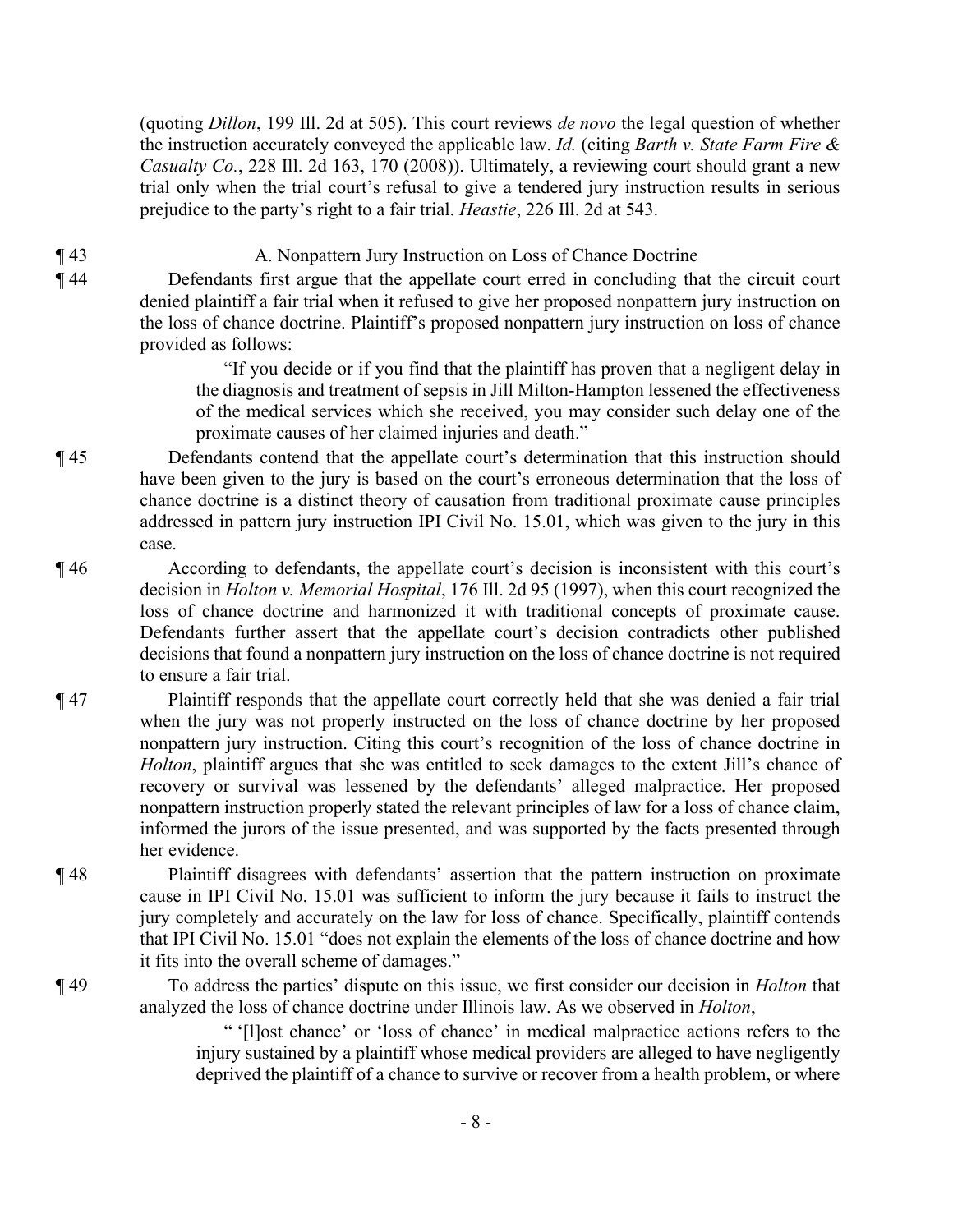(quoting *Dillon*, 199 Ill. 2d at 505). This court reviews *de novo* the legal question of whether the instruction accurately conveyed the applicable law. *Id.* (citing *Barth v. State Farm Fire & Casualty Co.*, 228 Ill. 2d 163, 170 (2008)). Ultimately, a reviewing court should grant a new trial only when the trial court's refusal to give a tendered jury instruction results in serious prejudice to the party's right to a fair trial. *Heastie*, 226 Ill. 2d at 543.

¶ 43 A. Nonpattern Jury Instruction on Loss of Chance Doctrine

¶ 44 Defendants first argue that the appellate court erred in concluding that the circuit court denied plaintiff a fair trial when it refused to give her proposed nonpattern jury instruction on the loss of chance doctrine. Plaintiff's proposed nonpattern jury instruction on loss of chance provided as follows:

> "If you decide or if you find that the plaintiff has proven that a negligent delay in the diagnosis and treatment of sepsis in Jill Milton-Hampton lessened the effectiveness of the medical services which she received, you may consider such delay one of the proximate causes of her claimed injuries and death."

¶ 45 Defendants contend that the appellate court's determination that this instruction should have been given to the jury is based on the court's erroneous determination that the loss of chance doctrine is a distinct theory of causation from traditional proximate cause principles addressed in pattern jury instruction IPI Civil No. 15.01, which was given to the jury in this case.

¶ 46 According to defendants, the appellate court's decision is inconsistent with this court's decision in *Holton v. Memorial Hospital*, 176 Ill. 2d 95 (1997), when this court recognized the loss of chance doctrine and harmonized it with traditional concepts of proximate cause. Defendants further assert that the appellate court's decision contradicts other published decisions that found a nonpattern jury instruction on the loss of chance doctrine is not required to ensure a fair trial.

¶ 47 Plaintiff responds that the appellate court correctly held that she was denied a fair trial when the jury was not properly instructed on the loss of chance doctrine by her proposed nonpattern jury instruction. Citing this court's recognition of the loss of chance doctrine in *Holton*, plaintiff argues that she was entitled to seek damages to the extent Jill's chance of recovery or survival was lessened by the defendants' alleged malpractice. Her proposed nonpattern instruction properly stated the relevant principles of law for a loss of chance claim, informed the jurors of the issue presented, and was supported by the facts presented through her evidence.

¶ 48 Plaintiff disagrees with defendants' assertion that the pattern instruction on proximate cause in IPI Civil No. 15.01 was sufficient to inform the jury because it fails to instruct the jury completely and accurately on the law for loss of chance. Specifically, plaintiff contends that IPI Civil No. 15.01 "does not explain the elements of the loss of chance doctrine and how it fits into the overall scheme of damages."

¶ 49 To address the parties' dispute on this issue, we first consider our decision in *Holton* that analyzed the loss of chance doctrine under Illinois law. As we observed in *Holton*,

> " '[l]ost chance' or 'loss of chance' in medical malpractice actions refers to the injury sustained by a plaintiff whose medical providers are alleged to have negligently deprived the plaintiff of a chance to survive or recover from a health problem, or where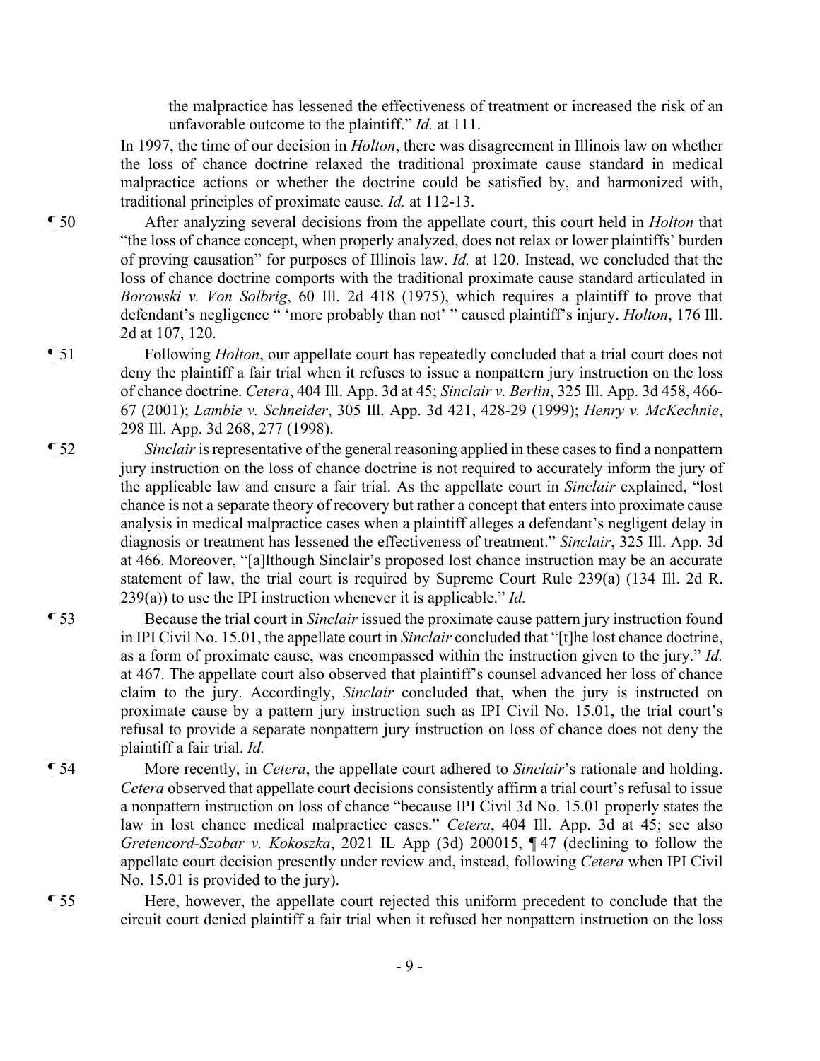the malpractice has lessened the effectiveness of treatment or increased the risk of an unfavorable outcome to the plaintiff." *Id.* at 111.

In 1997, the time of our decision in *Holton*, there was disagreement in Illinois law on whether the loss of chance doctrine relaxed the traditional proximate cause standard in medical malpractice actions or whether the doctrine could be satisfied by, and harmonized with, traditional principles of proximate cause. *Id.* at 112-13.

¶ 50 After analyzing several decisions from the appellate court, this court held in *Holton* that "the loss of chance concept, when properly analyzed, does not relax or lower plaintiffs' burden of proving causation" for purposes of Illinois law. *Id.* at 120. Instead, we concluded that the loss of chance doctrine comports with the traditional proximate cause standard articulated in *Borowski v. Von Solbrig*, 60 Ill. 2d 418 (1975), which requires a plaintiff to prove that defendant's negligence " 'more probably than not' " caused plaintiff's injury. *Holton*, 176 Ill. 2d at 107, 120.

¶ 51 Following *Holton*, our appellate court has repeatedly concluded that a trial court does not deny the plaintiff a fair trial when it refuses to issue a nonpattern jury instruction on the loss of chance doctrine. *Cetera*, 404 Ill. App. 3d at 45; *Sinclair v. Berlin*, 325 Ill. App. 3d 458, 466-67 (2001); *Lambie v. Schneider*, 305 Ill. App. 3d 421, 428-29 (1999); *Henry v. McKechnie*, 298 Ill. App. 3d 268, 277 (1998).

¶ 52 *Sinclair* is representative of the general reasoning applied in these cases to find a nonpattern jury instruction on the loss of chance doctrine is not required to accurately inform the jury of the applicable law and ensure a fair trial. As the appellate court in *Sinclair* explained, "lost chance is not a separate theory of recovery but rather a concept that enters into proximate cause analysis in medical malpractice cases when a plaintiff alleges a defendant's negligent delay in diagnosis or treatment has lessened the effectiveness of treatment." *Sinclair*, 325 Ill. App. 3d at 466. Moreover, "[a]lthough Sinclair's proposed lost chance instruction may be an accurate statement of law, the trial court is required by Supreme Court Rule 239(a) (134 Ill. 2d R. 239(a)) to use the IPI instruction whenever it is applicable." *Id.*

¶ 53 Because the trial court in *Sinclair* issued the proximate cause pattern jury instruction found in IPI Civil No. 15.01, the appellate court in *Sinclair* concluded that "[t]he lost chance doctrine, as a form of proximate cause, was encompassed within the instruction given to the jury." *Id.* at 467. The appellate court also observed that plaintiff's counsel advanced her loss of chance claim to the jury. Accordingly, *Sinclair* concluded that, when the jury is instructed on proximate cause by a pattern jury instruction such as IPI Civil No. 15.01, the trial court's refusal to provide a separate nonpattern jury instruction on loss of chance does not deny the plaintiff a fair trial. *Id.*

¶ 54 More recently, in *Cetera*, the appellate court adhered to *Sinclair*'s rationale and holding. *Cetera* observed that appellate court decisions consistently affirm a trial court's refusal to issue a nonpattern instruction on loss of chance "because IPI Civil 3d No. 15.01 properly states the law in lost chance medical malpractice cases." *Cetera*, 404 Ill. App. 3d at 45; see also *Gretencord-Szobar v. Kokoszka*, 2021 IL App (3d) 200015, ¶ 47 (declining to follow the appellate court decision presently under review and, instead, following *Cetera* when IPI Civil No. 15.01 is provided to the jury).

¶ 55 Here, however, the appellate court rejected this uniform precedent to conclude that the circuit court denied plaintiff a fair trial when it refused her nonpattern instruction on the loss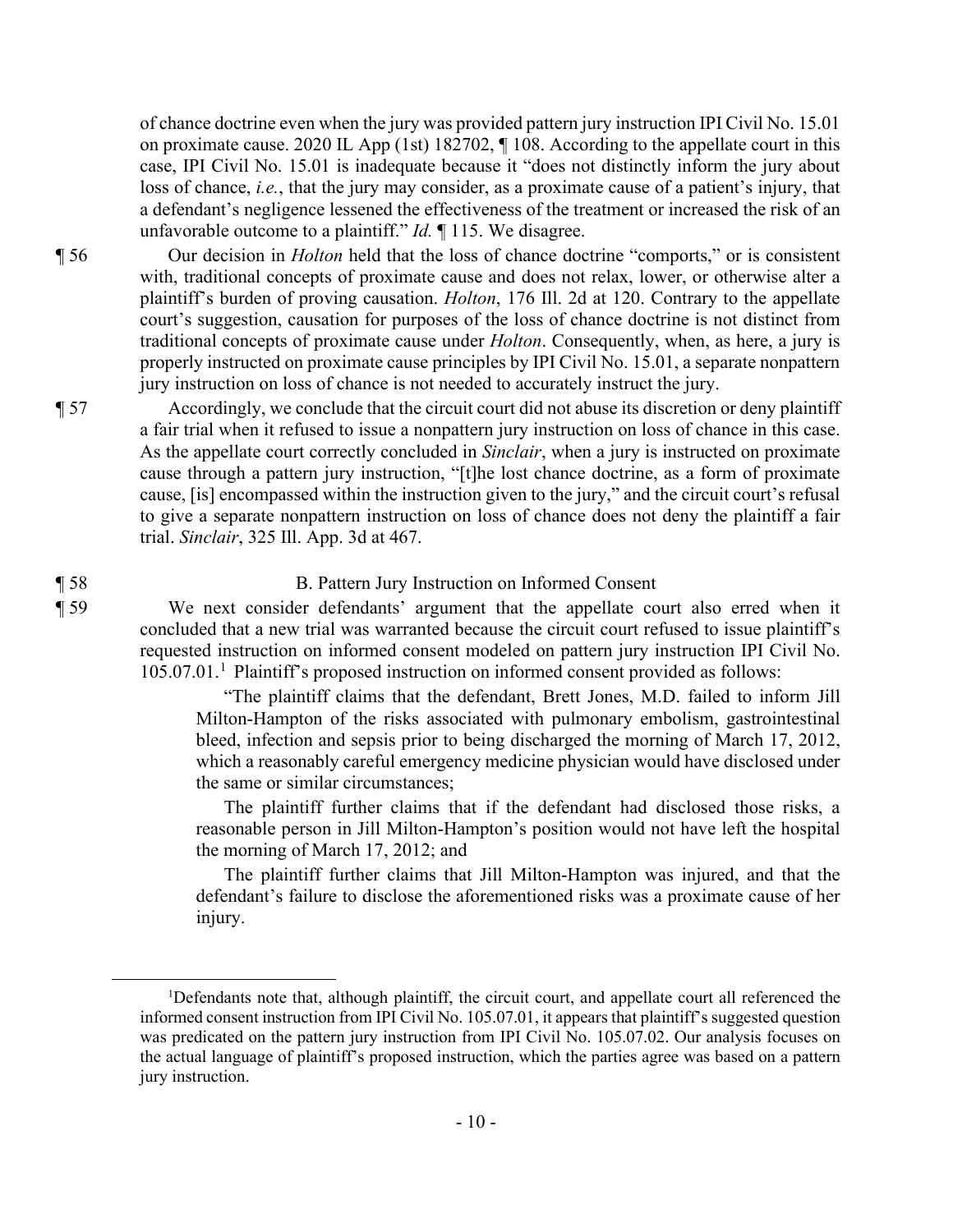of chance doctrine even when the jury was provided pattern jury instruction IPI Civil No. 15.01 on proximate cause. 2020 IL App (1st) 182702, ¶ 108. According to the appellate court in this case, IPI Civil No. 15.01 is inadequate because it "does not distinctly inform the jury about loss of chance, *i.e.*, that the jury may consider, as a proximate cause of a patient's injury, that a defendant's negligence lessened the effectiveness of the treatment or increased the risk of an unfavorable outcome to a plaintiff." *Id.* ¶ 115. We disagree.

¶ 56 Our decision in *Holton* held that the loss of chance doctrine "comports," or is consistent with, traditional concepts of proximate cause and does not relax, lower, or otherwise alter a plaintiff's burden of proving causation. *Holton*, 176 Ill. 2d at 120. Contrary to the appellate court's suggestion, causation for purposes of the loss of chance doctrine is not distinct from traditional concepts of proximate cause under *Holton*. Consequently, when, as here, a jury is properly instructed on proximate cause principles by IPI Civil No. 15.01, a separate nonpattern jury instruction on loss of chance is not needed to accurately instruct the jury.

¶ 57 Accordingly, we conclude that the circuit court did not abuse its discretion or deny plaintiff a fair trial when it refused to issue a nonpattern jury instruction on loss of chance in this case. As the appellate court correctly concluded in *Sinclair*, when a jury is instructed on proximate cause through a pattern jury instruction, "[t]he lost chance doctrine, as a form of proximate cause, [is] encompassed within the instruction given to the jury," and the circuit court's refusal to give a separate nonpattern instruction on loss of chance does not deny the plaintiff a fair trial. *Sinclair*, 325 Ill. App. 3d at 467.

## ¶ 58 B. Pattern Jury Instruction on Informed Consent

¶ 59 We next consider defendants' argument that the appellate court also erred when it concluded that a new trial was warranted because the circuit court refused to issue plaintiff's requested instruction on informed consent modeled on pattern jury instruction IPI Civil No. 105.07.01.[1] Plaintiff's proposed instruction on informed consent provided as follows:

> "The plaintiff claims that the defendant, Brett Jones, M.D. failed to inform Jill Milton-Hampton of the risks associated with pulmonary embolism, gastrointestinal bleed, infection and sepsis prior to being discharged the morning of March 17, 2012, which a reasonably careful emergency medicine physician would have disclosed under the same or similar circumstances;
>
> The plaintiff further claims that if the defendant had disclosed those risks, a reasonable person in Jill Milton-Hampton's position would not have left the hospital the morning of March 17, 2012; and
>
> The plaintiff further claims that Jill Milton-Hampton was injured, and that the defendant's failure to disclose the aforementioned risks was a proximate cause of her injury.

---

[1]Defendants note that, although plaintiff, the circuit court, and appellate court all referenced the informed consent instruction from IPI Civil No. 105.07.01, it appears that plaintiff's suggested question was predicated on the pattern jury instruction from IPI Civil No. 105.07.02. Our analysis focuses on the actual language of plaintiff's proposed instruction, which the parties agree was based on a pattern jury instruction.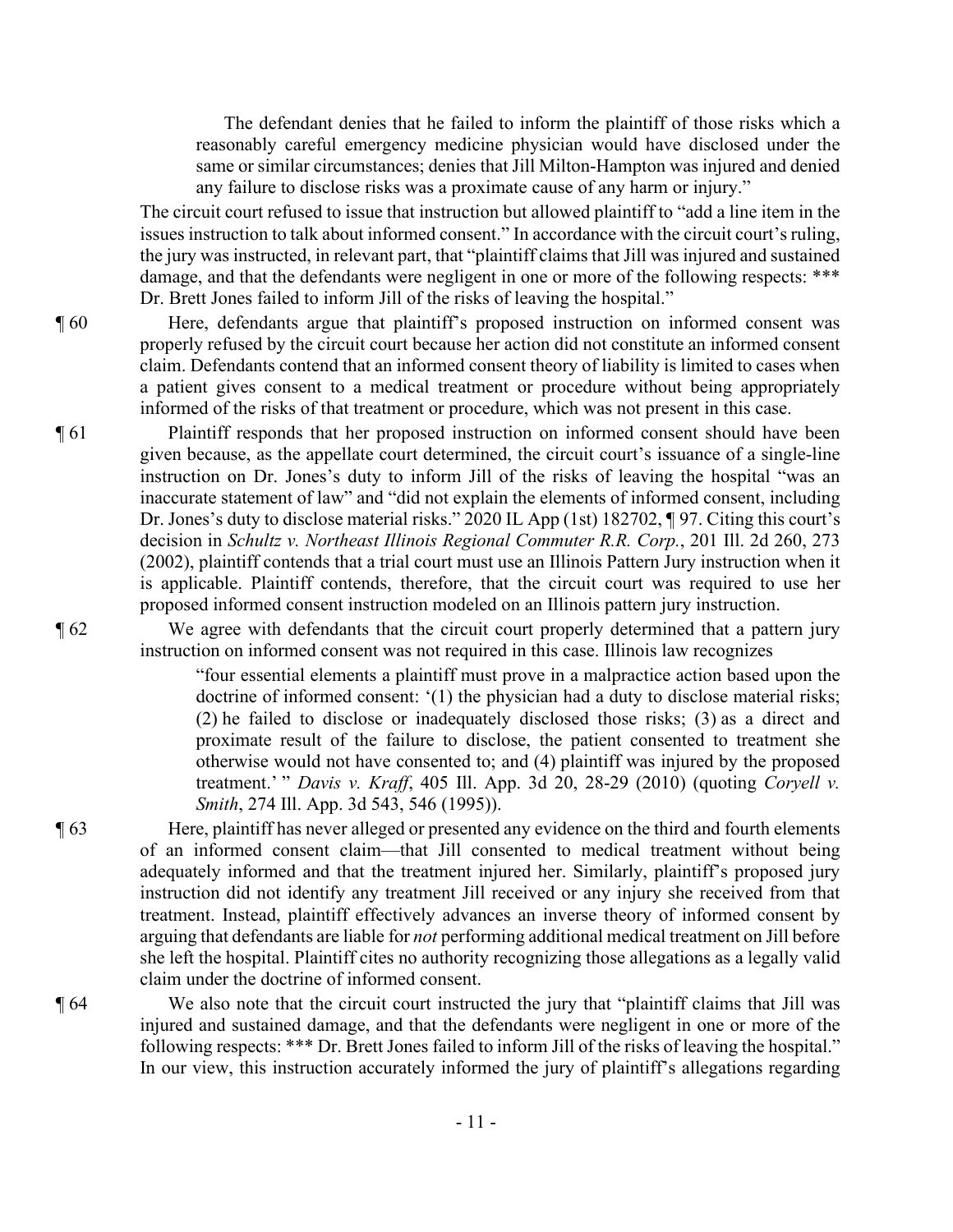> The defendant denies that he failed to inform the plaintiff of those risks which a reasonably careful emergency medicine physician would have disclosed under the same or similar circumstances; denies that Jill Milton-Hampton was injured and denied any failure to disclose risks was a proximate cause of any harm or injury."

The circuit court refused to issue that instruction but allowed plaintiff to "add a line item in the issues instruction to talk about informed consent." In accordance with the circuit court's ruling, the jury was instructed, in relevant part, that "plaintiff claims that Jill was injured and sustained damage, and that the defendants were negligent in one or more of the following respects: \*\*\* Dr. Brett Jones failed to inform Jill of the risks of leaving the hospital."

¶ 60 Here, defendants argue that plaintiff's proposed instruction on informed consent was properly refused by the circuit court because her action did not constitute an informed consent claim. Defendants contend that an informed consent theory of liability is limited to cases when a patient gives consent to a medical treatment or procedure without being appropriately informed of the risks of that treatment or procedure, which was not present in this case.

¶ 61 Plaintiff responds that her proposed instruction on informed consent should have been given because, as the appellate court determined, the circuit court's issuance of a single-line instruction on Dr. Jones's duty to inform Jill of the risks of leaving the hospital "was an inaccurate statement of law" and "did not explain the elements of informed consent, including Dr. Jones's duty to disclose material risks." 2020 IL App (1st) 182702, ¶ 97. Citing this court's decision in *Schultz v. Northeast Illinois Regional Commuter R.R. Corp.*, 201 Ill. 2d 260, 273 (2002), plaintiff contends that a trial court must use an Illinois Pattern Jury instruction when it is applicable. Plaintiff contends, therefore, that the circuit court was required to use her proposed informed consent instruction modeled on an Illinois pattern jury instruction.

¶ 62 We agree with defendants that the circuit court properly determined that a pattern jury instruction on informed consent was not required in this case. Illinois law recognizes

> "four essential elements a plaintiff must prove in a malpractice action based upon the doctrine of informed consent: '(1) the physician had a duty to disclose material risks; (2) he failed to disclose or inadequately disclosed those risks; (3) as a direct and proximate result of the failure to disclose, the patient consented to treatment she otherwise would not have consented to; and (4) plaintiff was injured by the proposed treatment.' " *Davis v. Kraff*, 405 Ill. App. 3d 20, 28-29 (2010) (quoting *Coryell v. Smith*, 274 Ill. App. 3d 543, 546 (1995)).

¶ 63 Here, plaintiff has never alleged or presented any evidence on the third and fourth elements of an informed consent claim—that Jill consented to medical treatment without being adequately informed and that the treatment injured her. Similarly, plaintiff's proposed jury instruction did not identify any treatment Jill received or any injury she received from that treatment. Instead, plaintiff effectively advances an inverse theory of informed consent by arguing that defendants are liable for *not* performing additional medical treatment on Jill before she left the hospital. Plaintiff cites no authority recognizing those allegations as a legally valid claim under the doctrine of informed consent.

¶ 64 We also note that the circuit court instructed the jury that "plaintiff claims that Jill was injured and sustained damage, and that the defendants were negligent in one or more of the following respects: \*\*\* Dr. Brett Jones failed to inform Jill of the risks of leaving the hospital." In our view, this instruction accurately informed the jury of plaintiff's allegations regarding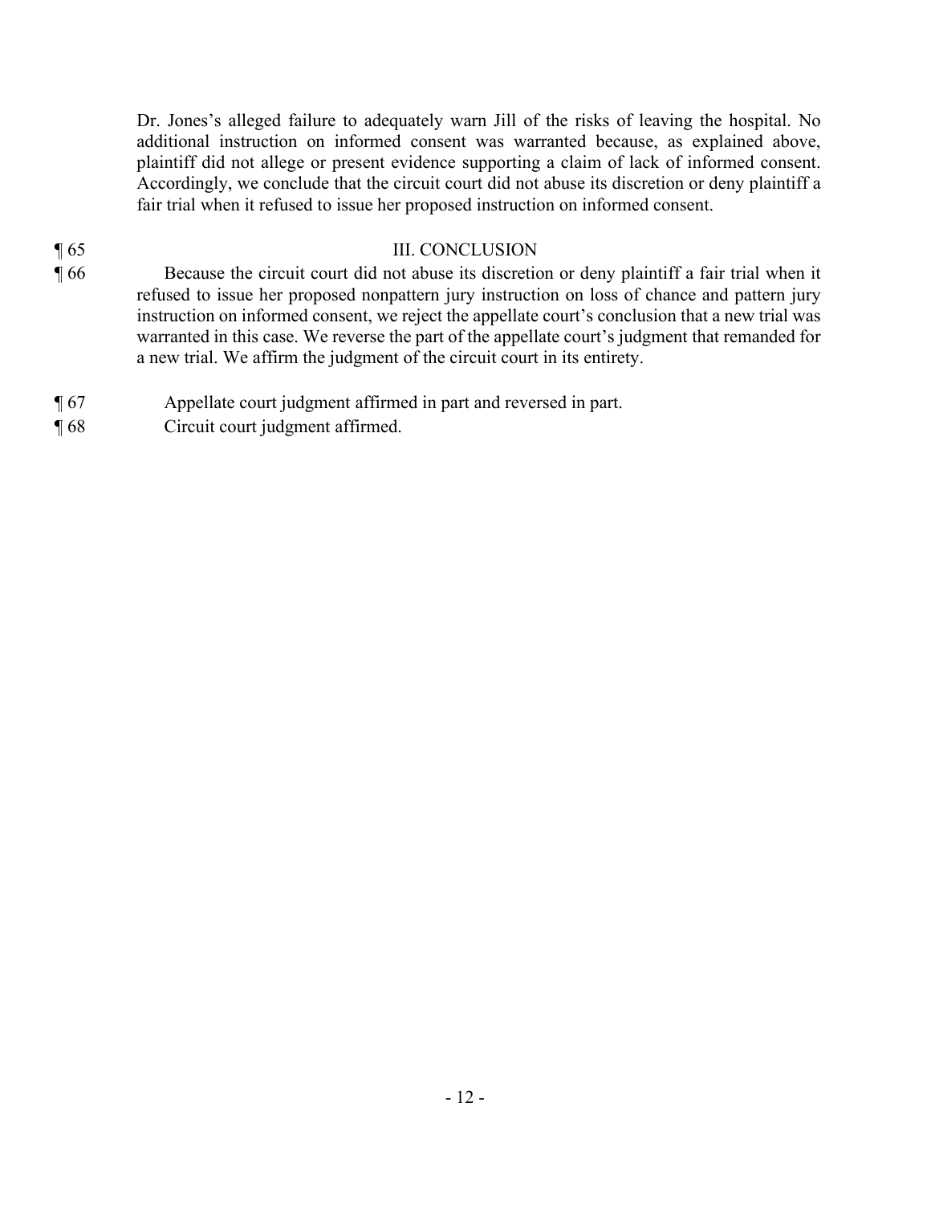Dr. Jones's alleged failure to adequately warn Jill of the risks of leaving the hospital. No additional instruction on informed consent was warranted because, as explained above, plaintiff did not allege or present evidence supporting a claim of lack of informed consent. Accordingly, we conclude that the circuit court did not abuse its discretion or deny plaintiff a fair trial when it refused to issue her proposed instruction on informed consent.

¶ 65 III. CONCLUSION

¶ 66 Because the circuit court did not abuse its discretion or deny plaintiff a fair trial when it refused to issue her proposed nonpattern jury instruction on loss of chance and pattern jury instruction on informed consent, we reject the appellate court's conclusion that a new trial was warranted in this case. We reverse the part of the appellate court's judgment that remanded for a new trial. We affirm the judgment of the circuit court in its entirety.

¶ 67 Appellate court judgment affirmed in part and reversed in part.

¶ 68 Circuit court judgment affirmed.